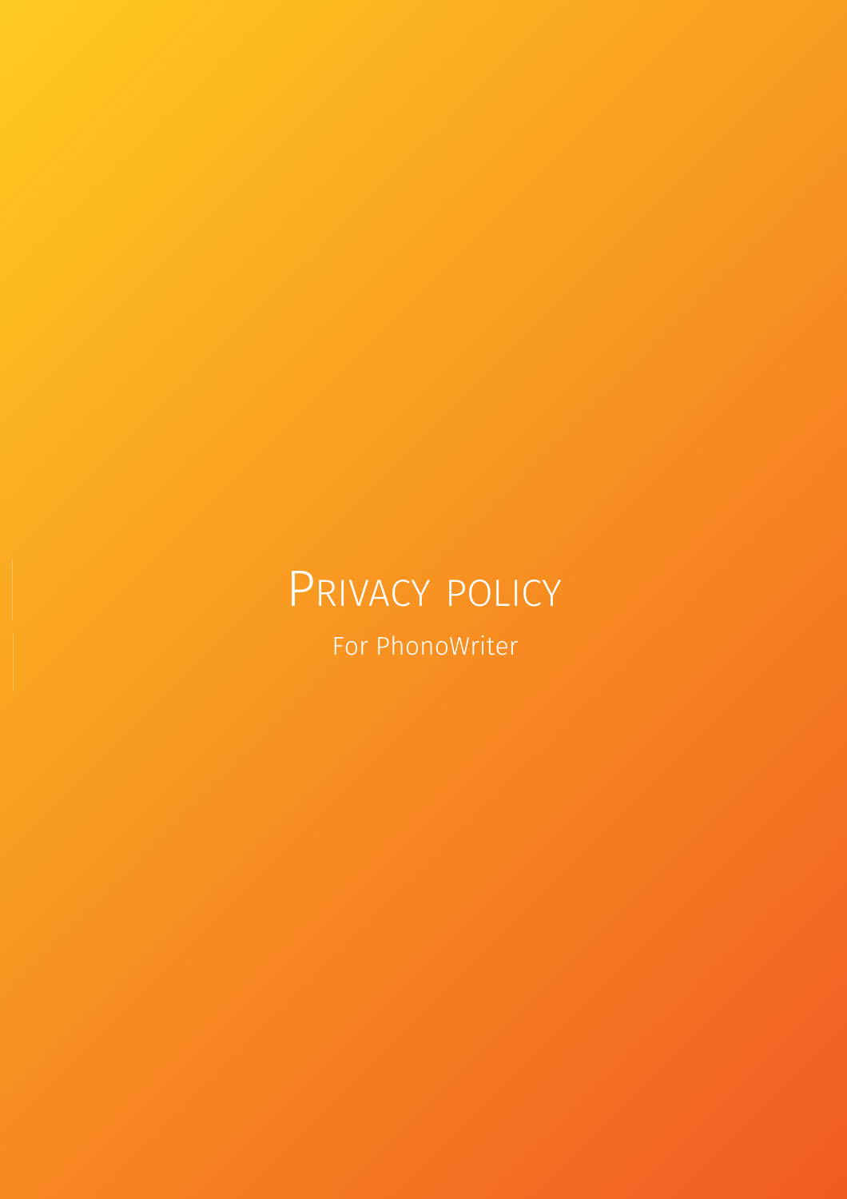# Privacy policy

For PhonoWriter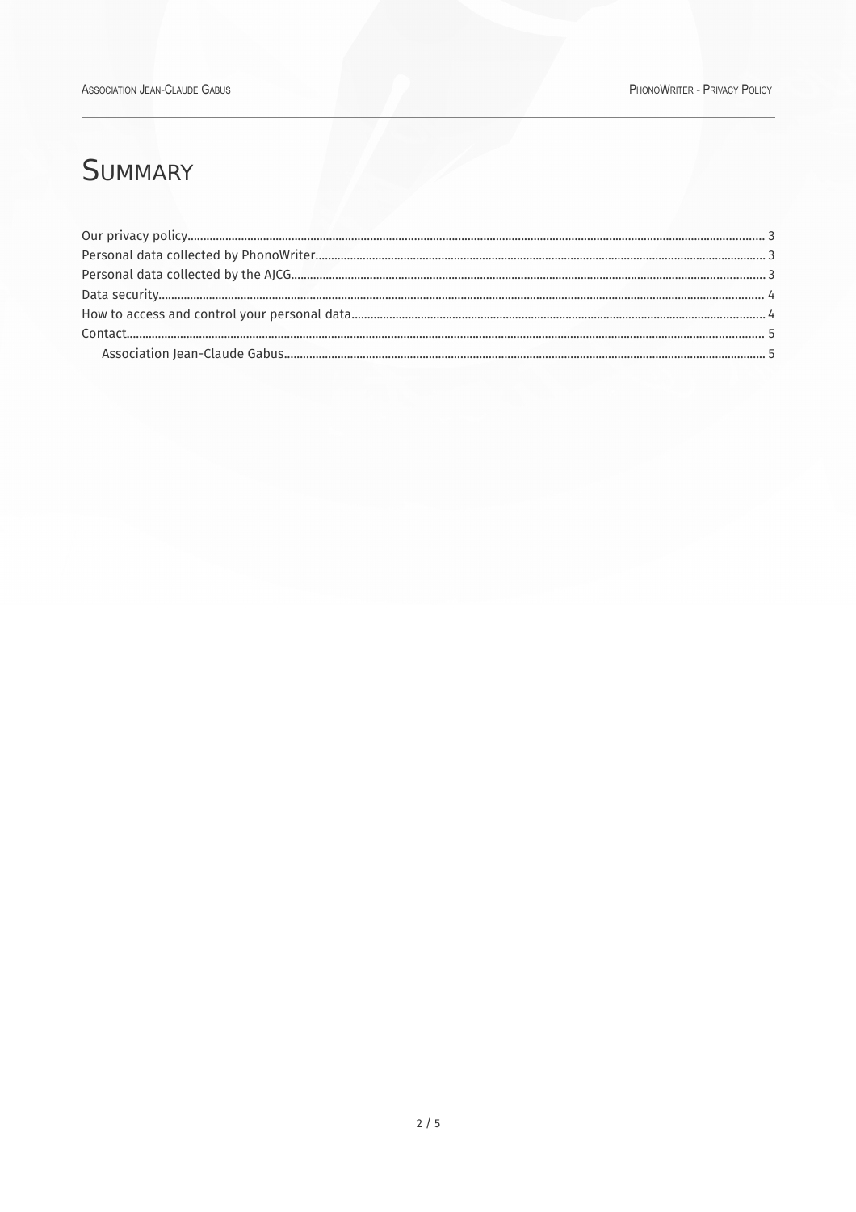# Summary

Our privacy policy........ 3
Personal data collected by PhonoWriter........ 3
Personal data collected by the AJCG........ 3
Data security........ 4
How to access and control your personal data........ 4
Contact........ 5
    Association Jean-Claude Gabus........ 5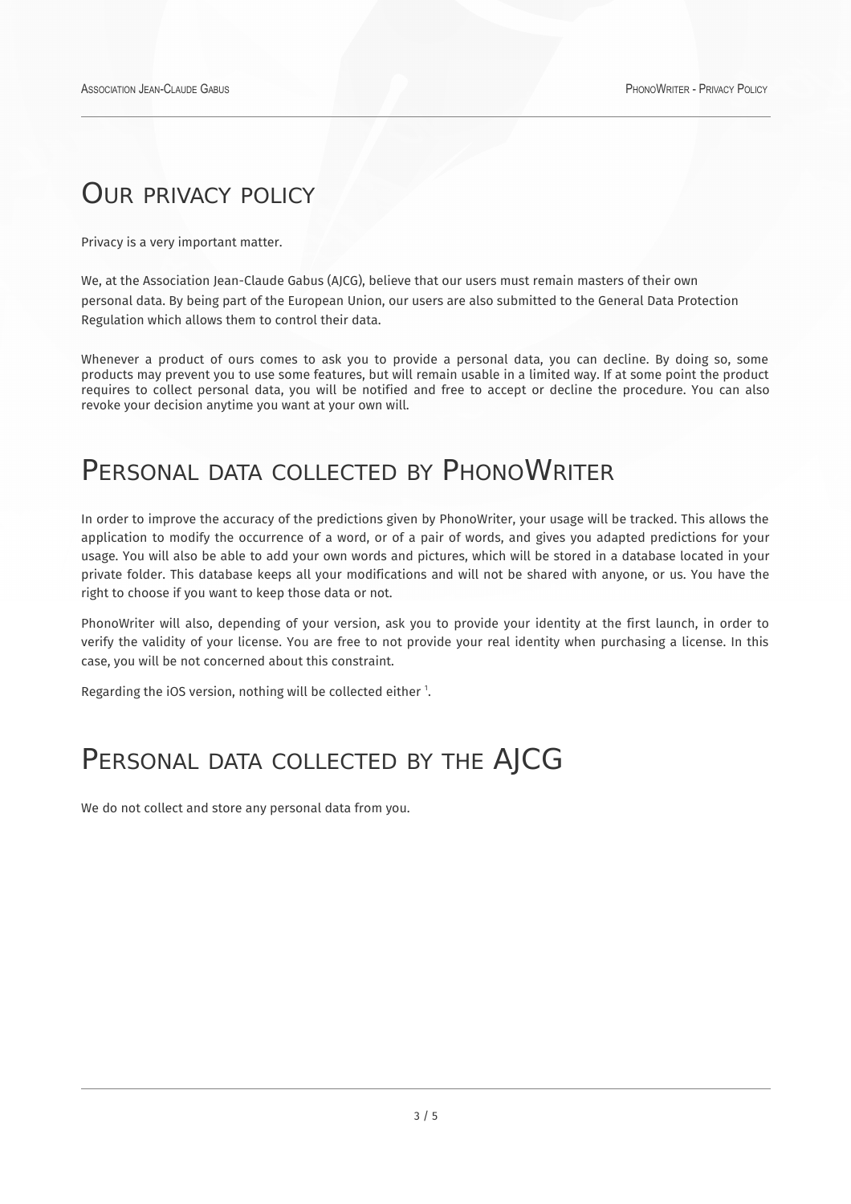# Our privacy policy

Privacy is a very important matter.

We, at the Association Jean-Claude Gabus (AJCG), believe that our users must remain masters of their own personal data. By being part of the European Union, our users are also submitted to the General Data Protection Regulation which allows them to control their data.

Whenever a product of ours comes to ask you to provide a personal data, you can decline. By doing so, some products may prevent you to use some features, but will remain usable in a limited way. If at some point the product requires to collect personal data, you will be notified and free to accept or decline the procedure. You can also revoke your decision anytime you want at your own will.

# Personal data collected by PhonoWriter

In order to improve the accuracy of the predictions given by PhonoWriter, your usage will be tracked. This allows the application to modify the occurrence of a word, or of a pair of words, and gives you adapted predictions for your usage. You will also be able to add your own words and pictures, which will be stored in a database located in your private folder. This database keeps all your modifications and will not be shared with anyone, or us. You have the right to choose if you want to keep those data or not.

PhonoWriter will also, depending of your version, ask you to provide your identity at the first launch, in order to verify the validity of your license. You are free to not provide your real identity when purchasing a license. In this case, you will be not concerned about this constraint.

Regarding the iOS version, nothing will be collected either [1].

# Personal data collected by the AJCG

We do not collect and store any personal data from you.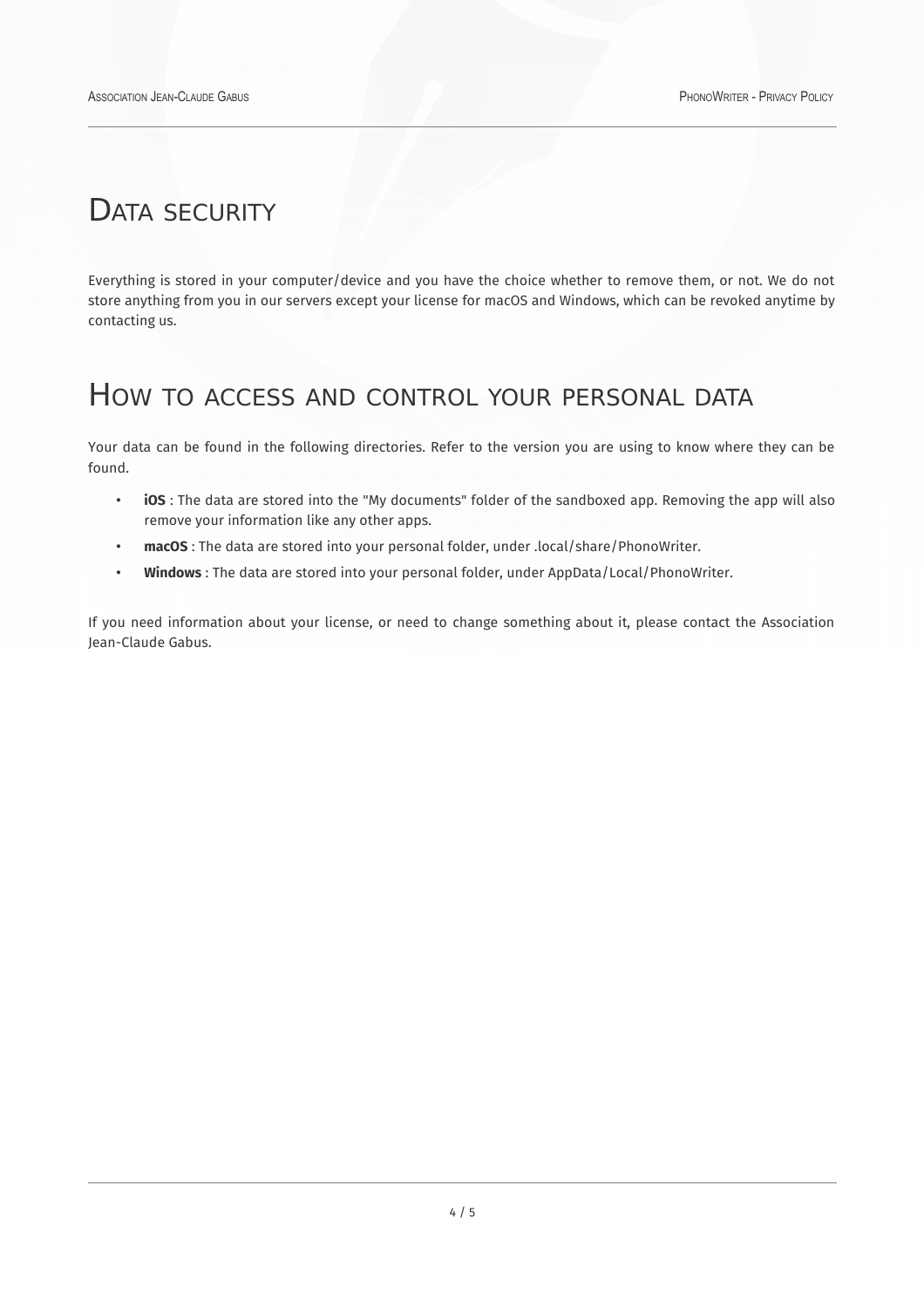## Data security

Everything is stored in your computer/device and you have the choice whether to remove them, or not. We do not store anything from you in our servers except your license for macOS and Windows, which can be revoked anytime by contacting us.

## How to access and control your personal data

Your data can be found in the following directories. Refer to the version you are using to know where they can be found.

- **iOS** : The data are stored into the "My documents" folder of the sandboxed app. Removing the app will also remove your information like any other apps.
- **macOS** : The data are stored into your personal folder, under .local/share/PhonoWriter.
- **Windows** : The data are stored into your personal folder, under AppData/Local/PhonoWriter.

If you need information about your license, or need to change something about it, please contact the Association Jean-Claude Gabus.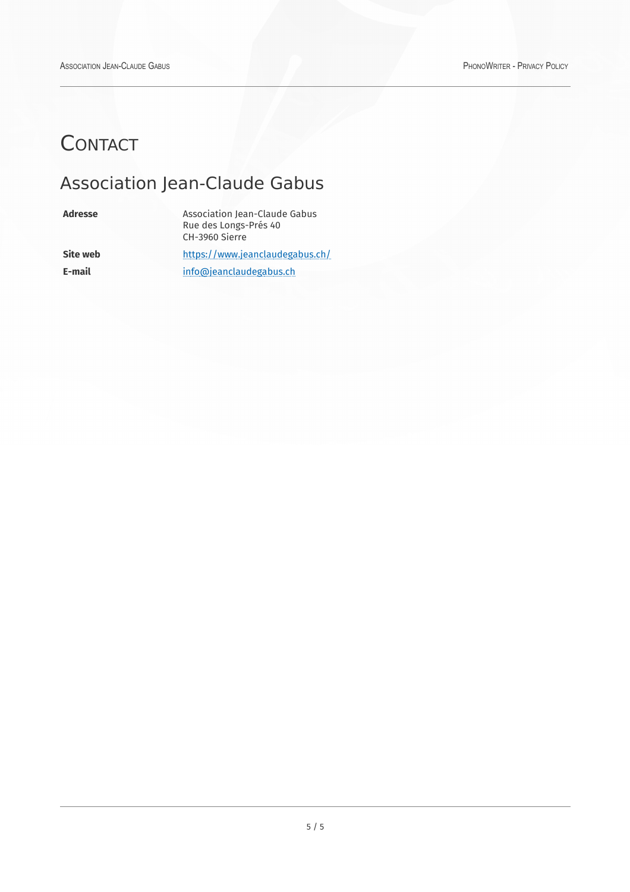# Contact

## Association Jean-Claude Gabus

| | |
|---|---|
| **Adresse** | Association Jean-Claude Gabus<br>Rue des Longs-Prés 40<br>CH-3960 Sierre |
| **Site web** | https://www.jeanclaudegabus.ch/ |
| **E-mail** | info@jeanclaudegabus.ch |